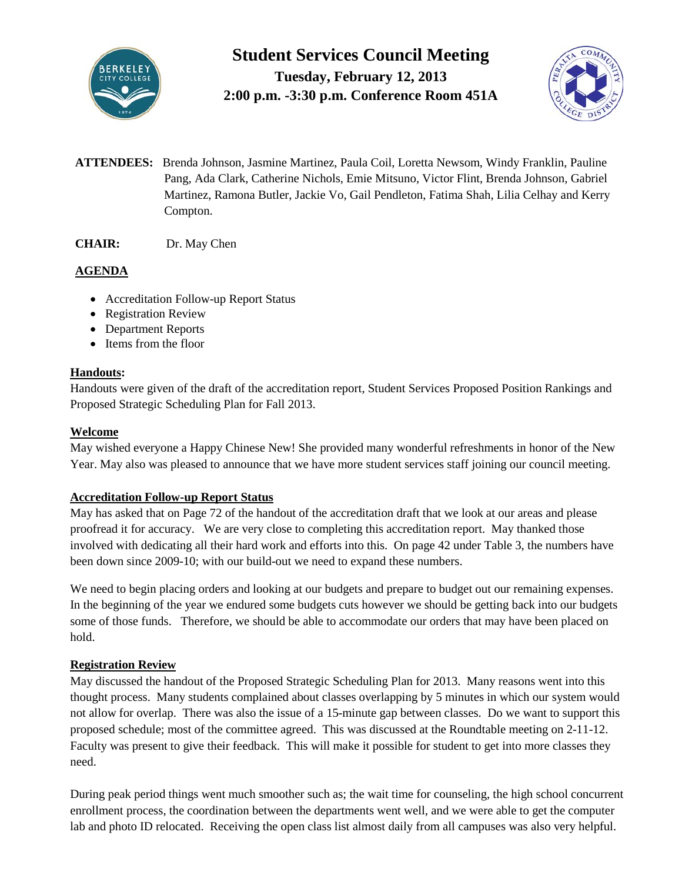# Student Services Council Meeting

**Tuesday, February 12, 2013**
**2:00 p.m. -3:30 p.m. Conference Room 451A**

**ATTENDEES:** Brenda Johnson, Jasmine Martinez, Paula Coil, Loretta Newsom, Windy Franklin, Pauline Pang, Ada Clark, Catherine Nichols, Emie Mitsuno, Victor Flint, Brenda Johnson, Gabriel Martinez, Ramona Butler, Jackie Vo, Gail Pendleton, Fatima Shah, Lilia Celhay and Kerry Compton.

**CHAIR:** Dr. May Chen

## AGENDA

- Accreditation Follow-up Report Status
- Registration Review
- Department Reports
- Items from the floor

### Handouts:

Handouts were given of the draft of the accreditation report, Student Services Proposed Position Rankings and Proposed Strategic Scheduling Plan for Fall 2013.

### Welcome

May wished everyone a Happy Chinese New! She provided many wonderful refreshments in honor of the New Year. May also was pleased to announce that we have more student services staff joining our council meeting.

### Accreditation Follow-up Report Status

May has asked that on Page 72 of the handout of the accreditation draft that we look at our areas and please proofread it for accuracy. We are very close to completing this accreditation report. May thanked those involved with dedicating all their hard work and efforts into this. On page 42 under Table 3, the numbers have been down since 2009-10; with our build-out we need to expand these numbers.

We need to begin placing orders and looking at our budgets and prepare to budget out our remaining expenses. In the beginning of the year we endured some budgets cuts however we should be getting back into our budgets some of those funds. Therefore, we should be able to accommodate our orders that may have been placed on hold.

### Registration Review

May discussed the handout of the Proposed Strategic Scheduling Plan for 2013. Many reasons went into this thought process. Many students complained about classes overlapping by 5 minutes in which our system would not allow for overlap. There was also the issue of a 15-minute gap between classes. Do we want to support this proposed schedule; most of the committee agreed. This was discussed at the Roundtable meeting on 2-11-12. Faculty was present to give their feedback. This will make it possible for student to get into more classes they need.

During peak period things went much smoother such as; the wait time for counseling, the high school concurrent enrollment process, the coordination between the departments went well, and we were able to get the computer lab and photo ID relocated. Receiving the open class list almost daily from all campuses was also very helpful.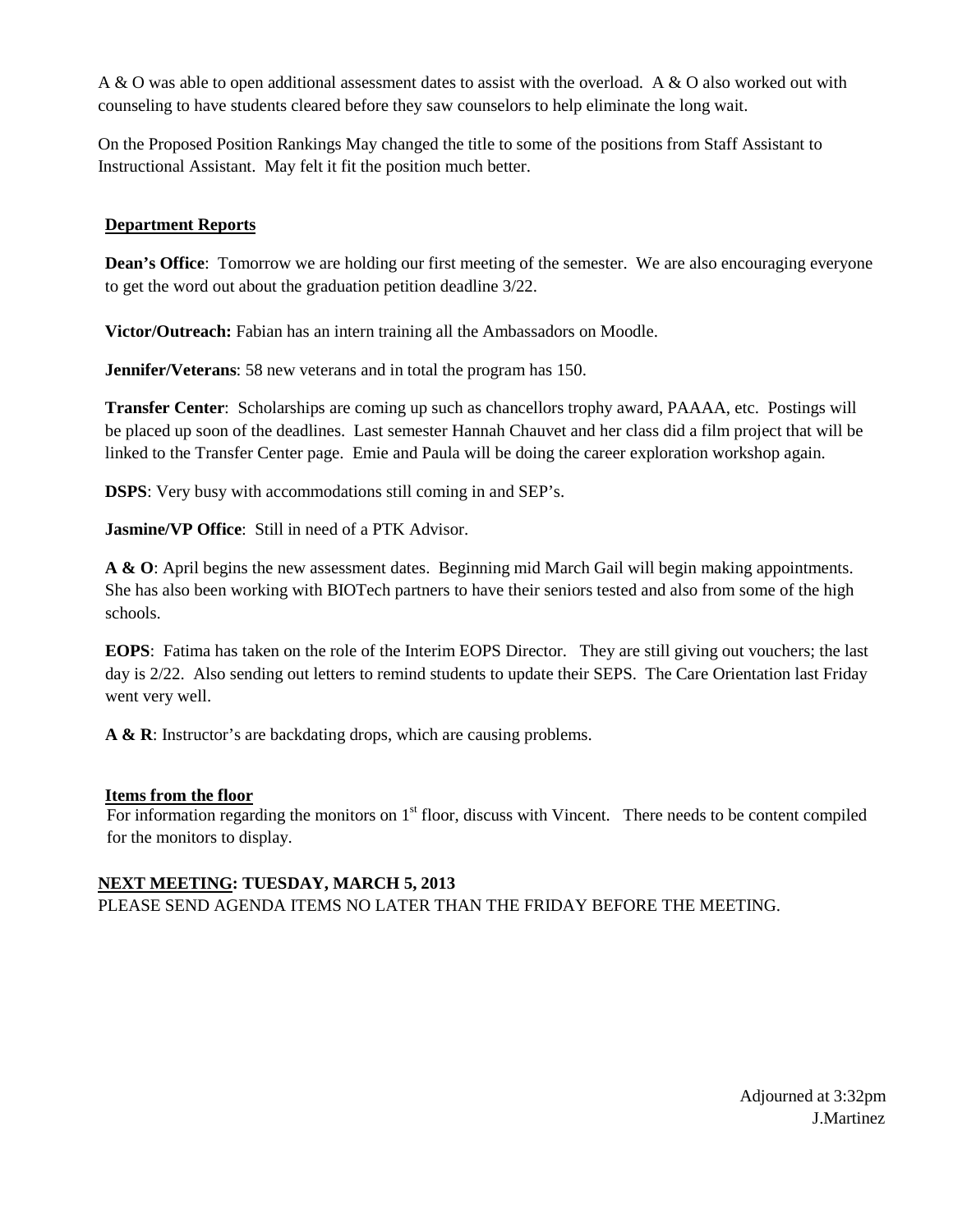A & O was able to open additional assessment dates to assist with the overload. A & O also worked out with counseling to have students cleared before they saw counselors to help eliminate the long wait.

On the Proposed Position Rankings May changed the title to some of the positions from Staff Assistant to Instructional Assistant. May felt it fit the position much better.

**Department Reports**

**Dean's Office**: Tomorrow we are holding our first meeting of the semester. We are also encouraging everyone to get the word out about the graduation petition deadline 3/22.

**Victor/Outreach:** Fabian has an intern training all the Ambassadors on Moodle.

**Jennifer/Veterans**: 58 new veterans and in total the program has 150.

**Transfer Center**: Scholarships are coming up such as chancellors trophy award, PAAAA, etc. Postings will be placed up soon of the deadlines. Last semester Hannah Chauvet and her class did a film project that will be linked to the Transfer Center page. Emie and Paula will be doing the career exploration workshop again.

**DSPS**: Very busy with accommodations still coming in and SEP's.

**Jasmine/VP Office**: Still in need of a PTK Advisor.

**A & O**: April begins the new assessment dates. Beginning mid March Gail will begin making appointments. She has also been working with BIOTech partners to have their seniors tested and also from some of the high schools.

**EOPS**: Fatima has taken on the role of the Interim EOPS Director. They are still giving out vouchers; the last day is 2/22. Also sending out letters to remind students to update their SEPS. The Care Orientation last Friday went very well.

**A & R**: Instructor's are backdating drops, which are causing problems.

**Items from the floor**

For information regarding the monitors on 1st floor, discuss with Vincent. There needs to be content compiled for the monitors to display.

**NEXT MEETING: TUESDAY, MARCH 5, 2013**

PLEASE SEND AGENDA ITEMS NO LATER THAN THE FRIDAY BEFORE THE MEETING.

Adjourned at 3:32pm
J.Martinez